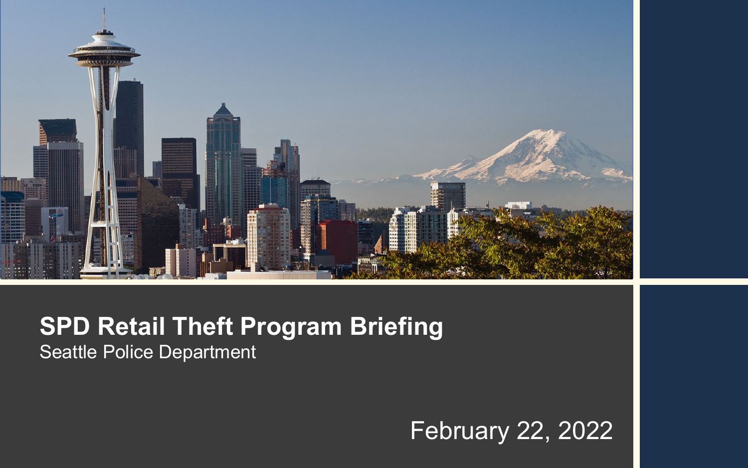# SPD Retail Theft Program Briefing

Seattle Police Department

February 22, 2022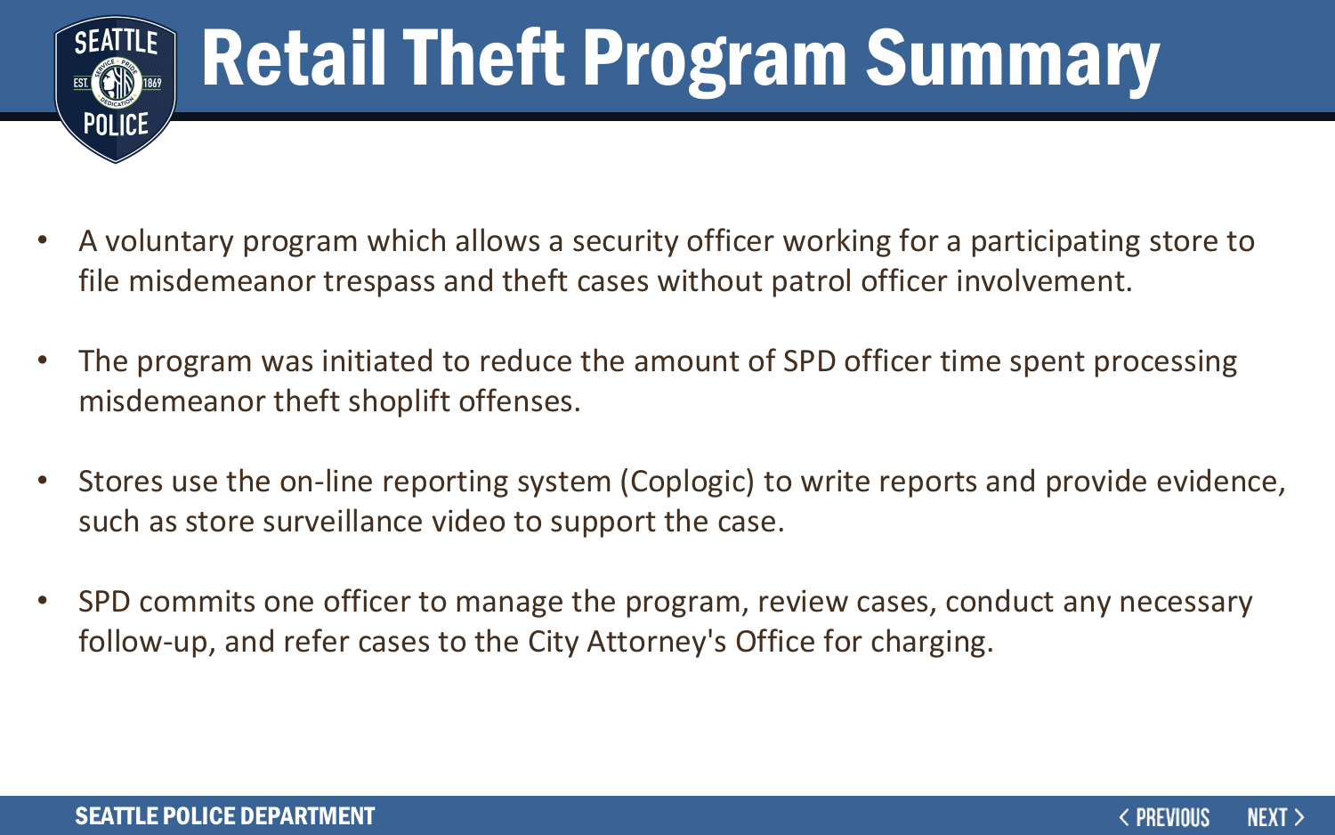# Retail Theft Program Summary

- A voluntary program which allows a security officer working for a participating store to file misdemeanor trespass and theft cases without patrol officer involvement.
- The program was initiated to reduce the amount of SPD officer time spent processing misdemeanor theft shoplift offenses.
- Stores use the on-line reporting system (Coplogic) to write reports and provide evidence, such as store surveillance video to support the case.
- SPD commits one officer to manage the program, review cases, conduct any necessary follow-up, and refer cases to the City Attorney's Office for charging.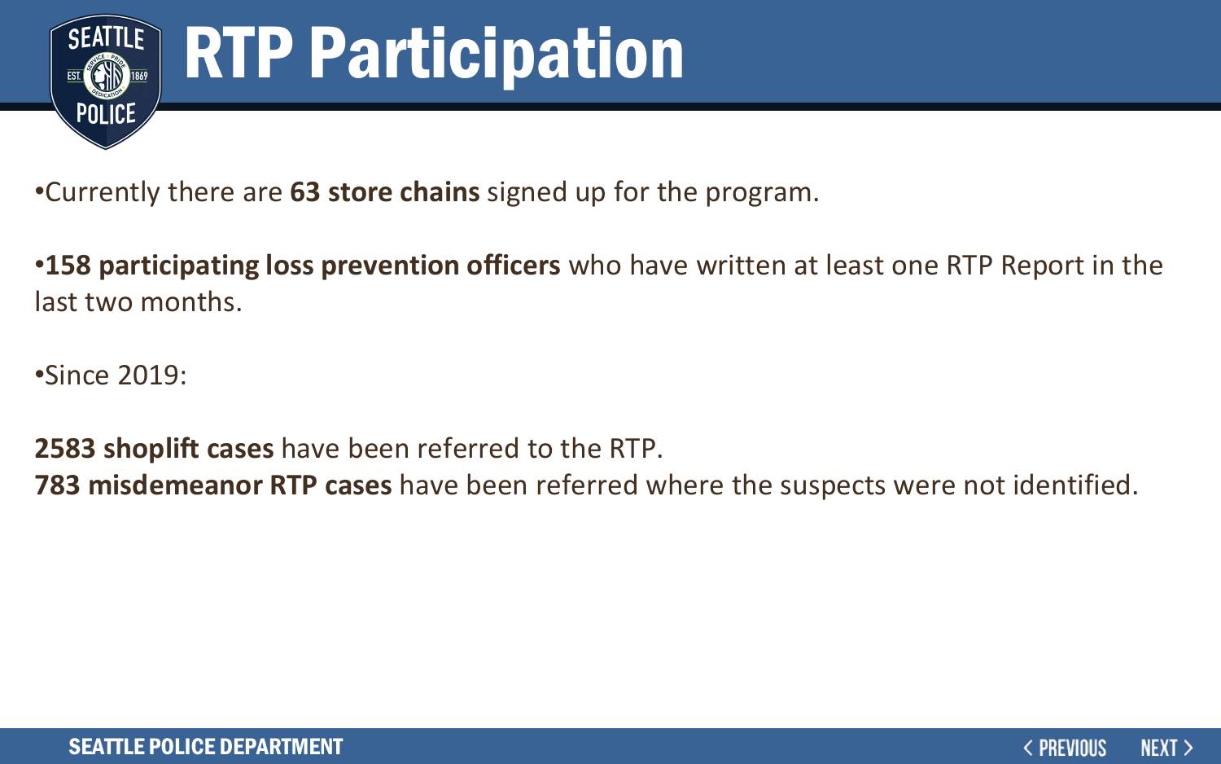# RTP Participation

- Currently there are **63 store chains** signed up for the program.

- **158 participating loss prevention officers** who have written at least one RTP Report in the last two months.

- Since 2019:

**2583 shoplift cases** have been referred to the RTP.
**783 misdemeanor RTP cases** have been referred where the suspects were not identified.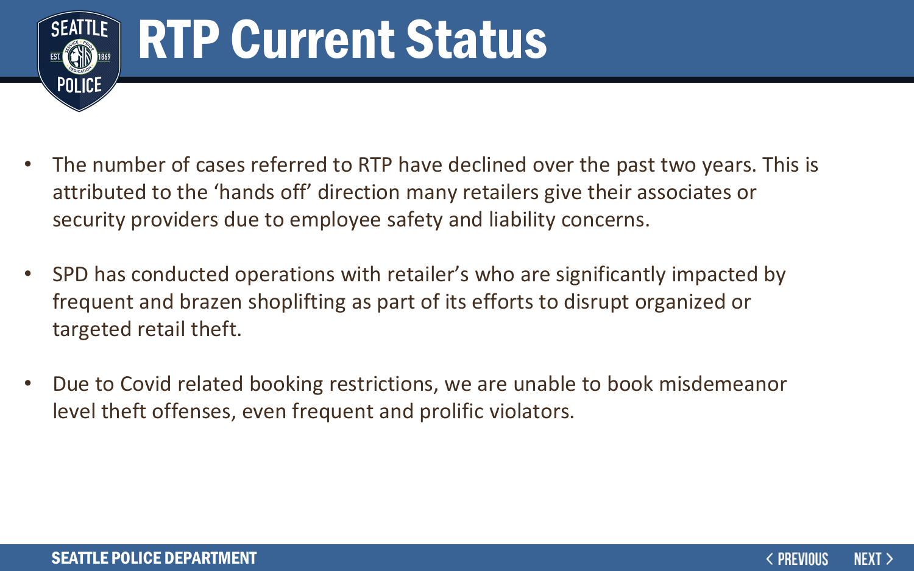# RTP Current Status

- The number of cases referred to RTP have declined over the past two years. This is attributed to the 'hands off' direction many retailers give their associates or security providers due to employee safety and liability concerns.
- SPD has conducted operations with retailer's who are significantly impacted by frequent and brazen shoplifting as part of its efforts to disrupt organized or targeted retail theft.
- Due to Covid related booking restrictions, we are unable to book misdemeanor level theft offenses, even frequent and prolific violators.